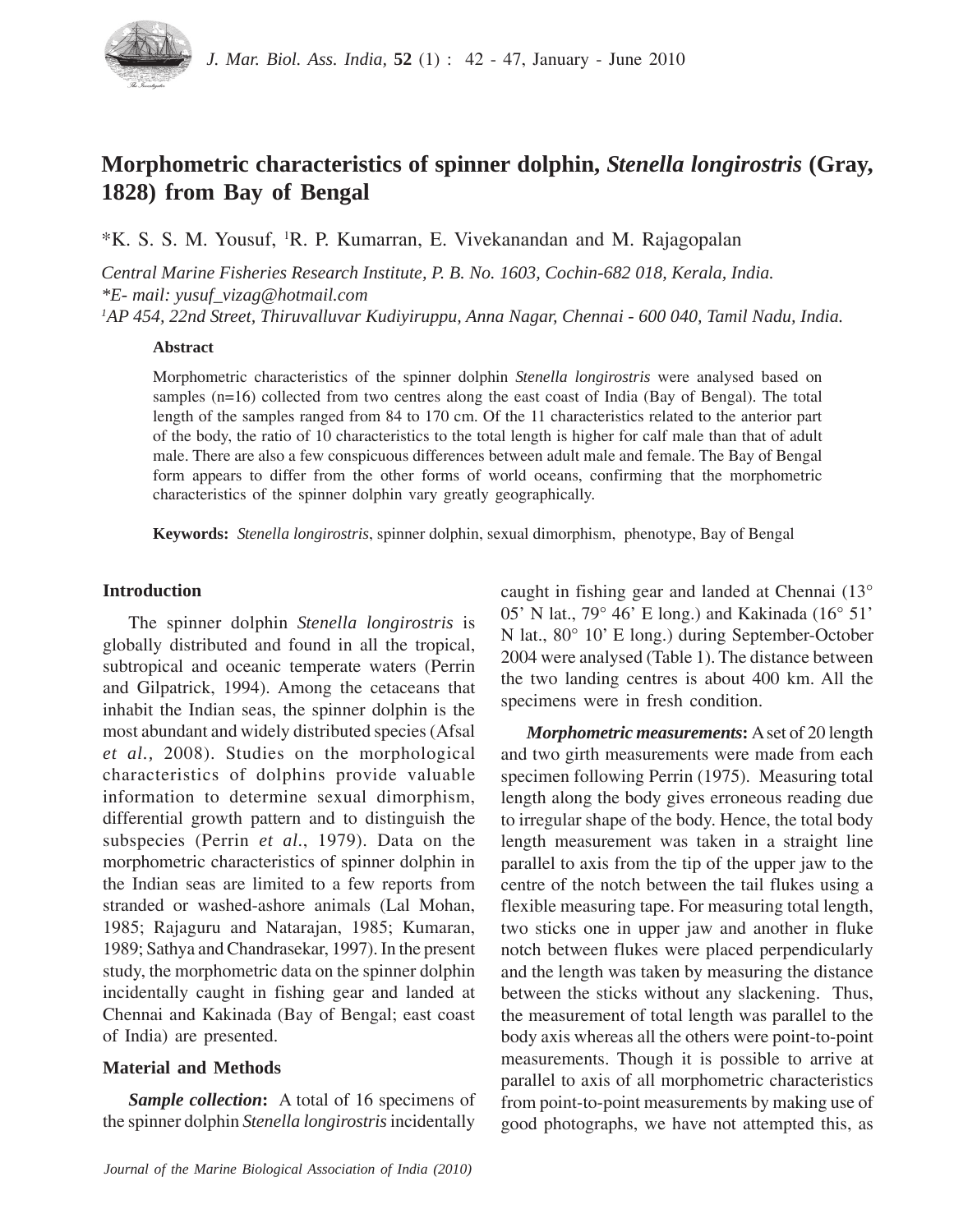# Morphometric characteristics of spinner dolphin, *Stenella longirostris* (Gray, 1828) from Bay of Bengal

*K. S. S. M. Yousuf, [1]R. P. Kumarran, E. Vivekanandan and M. Rajagopalan

*Central Marine Fisheries Research Institute, P. B. No. 1603, Cochin-682 018, Kerala, India.*
**E- mail: yusuf_vizag@hotmail.com*
*[1]AP 454, 22nd Street, Thiruvalluvar Kudiyiruppu, Anna Nagar, Chennai - 600 040, Tamil Nadu, India.*

**Abstract**

Morphometric characteristics of the spinner dolphin *Stenella longirostris* were analysed based on samples (n=16) collected from two centres along the east coast of India (Bay of Bengal). The total length of the samples ranged from 84 to 170 cm. Of the 11 characteristics related to the anterior part of the body, the ratio of 10 characteristics to the total length is higher for calf male than that of adult male. There are also a few conspicuous differences between adult male and female. The Bay of Bengal form appears to differ from the other forms of world oceans, confirming that the morphometric characteristics of the spinner dolphin vary greatly geographically.

**Keywords:** *Stenella longirostris*, spinner dolphin, sexual dimorphism, phenotype, Bay of Bengal

## Introduction

The spinner dolphin *Stenella longirostris* is globally distributed and found in all the tropical, subtropical and oceanic temperate waters (Perrin and Gilpatrick, 1994). Among the cetaceans that inhabit the Indian seas, the spinner dolphin is the most abundant and widely distributed species (Afsal *et al.,* 2008). Studies on the morphological characteristics of dolphins provide valuable information to determine sexual dimorphism, differential growth pattern and to distinguish the subspecies (Perrin *et al*., 1979). Data on the morphometric characteristics of spinner dolphin in the Indian seas are limited to a few reports from stranded or washed-ashore animals (Lal Mohan, 1985; Rajaguru and Natarajan, 1985; Kumaran, 1989; Sathya and Chandrasekar, 1997). In the present study, the morphometric data on the spinner dolphin incidentally caught in fishing gear and landed at Chennai and Kakinada (Bay of Bengal; east coast of India) are presented.

## Material and Methods

***Sample collection*:** A total of 16 specimens of the spinner dolphin *Stenella longirostris* incidentally caught in fishing gear and landed at Chennai (13° 05' N lat., 79° 46' E long.) and Kakinada (16° 51' N lat., 80° 10' E long.) during September-October 2004 were analysed (Table 1). The distance between the two landing centres is about 400 km. All the specimens were in fresh condition.

***Morphometric measurements*:** A set of 20 length and two girth measurements were made from each specimen following Perrin (1975). Measuring total length along the body gives erroneous reading due to irregular shape of the body. Hence, the total body length measurement was taken in a straight line parallel to axis from the tip of the upper jaw to the centre of the notch between the tail flukes using a flexible measuring tape. For measuring total length, two sticks one in upper jaw and another in fluke notch between flukes were placed perpendicularly and the length was taken by measuring the distance between the sticks without any slackening. Thus, the measurement of total length was parallel to the body axis whereas all the others were point-to-point measurements. Though it is possible to arrive at parallel to axis of all morphometric characteristics from point-to-point measurements by making use of good photographs, we have not attempted this, as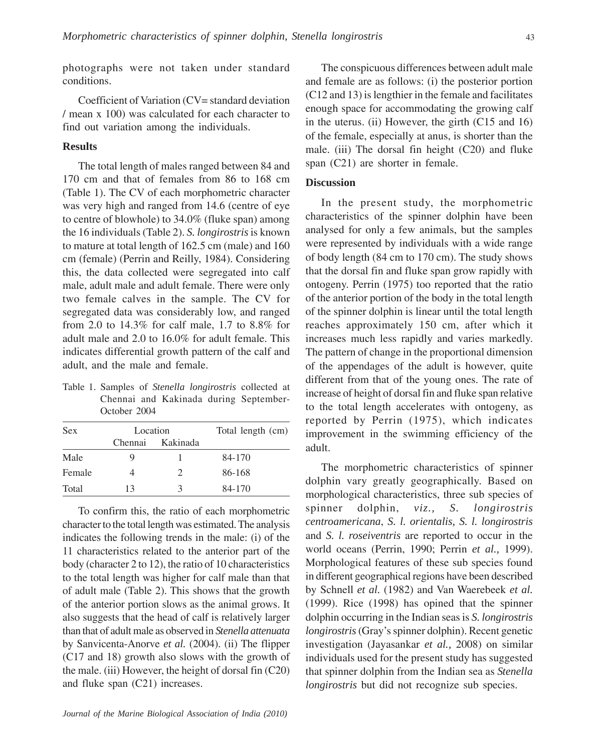photographs were not taken under standard conditions.

Coefficient of Variation (CV= standard deviation / mean x 100) was calculated for each character to find out variation among the individuals.

## Results

The total length of males ranged between 84 and 170 cm and that of females from 86 to 168 cm (Table 1). The CV of each morphometric character was very high and ranged from 14.6 (centre of eye to centre of blowhole) to 34.0% (fluke span) among the 16 individuals (Table 2). *S. longirostris* is known to mature at total length of 162.5 cm (male) and 160 cm (female) (Perrin and Reilly, 1984). Considering this, the data collected were segregated into calf male, adult male and adult female. There were only two female calves in the sample. The CV for segregated data was considerably low, and ranged from 2.0 to 14.3% for calf male, 1.7 to 8.8% for adult male and 2.0 to 16.0% for adult female. This indicates differential growth pattern of the calf and adult, and the male and female.

Table 1. Samples of *Stenella longirostris* collected at Chennai and Kakinada during September-October 2004

| Sex | Location | | Total length (cm) |
|---|---|---|---|
| | Chennai | Kakinada | |
| Male | 9 | 1 | 84-170 |
| Female | 4 | 2 | 86-168 |
| Total | 13 | 3 | 84-170 |

To confirm this, the ratio of each morphometric character to the total length was estimated. The analysis indicates the following trends in the male: (i) of the 11 characteristics related to the anterior part of the body (character 2 to 12), the ratio of 10 characteristics to the total length was higher for calf male than that of adult male (Table 2). This shows that the growth of the anterior portion slows as the animal grows. It also suggests that the head of calf is relatively larger than that of adult male as observed in *Stenella attenuata* by Sanvicenta-Anorve *et al.* (2004). (ii) The flipper (C17 and 18) growth also slows with the growth of the male. (iii) However, the height of dorsal fin (C20) and fluke span (C21) increases.

The conspicuous differences between adult male and female are as follows: (i) the posterior portion (C12 and 13) is lengthier in the female and facilitates enough space for accommodating the growing calf in the uterus. (ii) However, the girth (C15 and 16) of the female, especially at anus, is shorter than the male. (iii) The dorsal fin height (C20) and fluke span (C21) are shorter in female.

## Discussion

In the present study, the morphometric characteristics of the spinner dolphin have been analysed for only a few animals, but the samples were represented by individuals with a wide range of body length (84 cm to 170 cm). The study shows that the dorsal fin and fluke span grow rapidly with ontogeny. Perrin (1975) too reported that the ratio of the anterior portion of the body in the total length of the spinner dolphin is linear until the total length reaches approximately 150 cm, after which it increases much less rapidly and varies markedly. The pattern of change in the proportional dimension of the appendages of the adult is however, quite different from that of the young ones. The rate of increase of height of dorsal fin and fluke span relative to the total length accelerates with ontogeny, as reported by Perrin (1975), which indicates improvement in the swimming efficiency of the adult.

The morphometric characteristics of spinner dolphin vary greatly geographically. Based on morphological characteristics, three sub species of spinner dolphin, *viz., S. longirostris centroamericana*, *S. l. orientalis, S. l. longirostris* and *S. l. roseiventris* are reported to occur in the world oceans (Perrin, 1990; Perrin *et al.,* 1999). Morphological features of these sub species found in different geographical regions have been described by Schnell *et al.* (1982) and Van Waerebeek *et al.* (1999). Rice (1998) has opined that the spinner dolphin occurring in the Indian seas is *S. longirostris longirostris* (Gray's spinner dolphin). Recent genetic investigation (Jayasankar *et al.,* 2008) on similar individuals used for the present study has suggested that spinner dolphin from the Indian sea as *Stenella longirostris* but did not recognize sub species.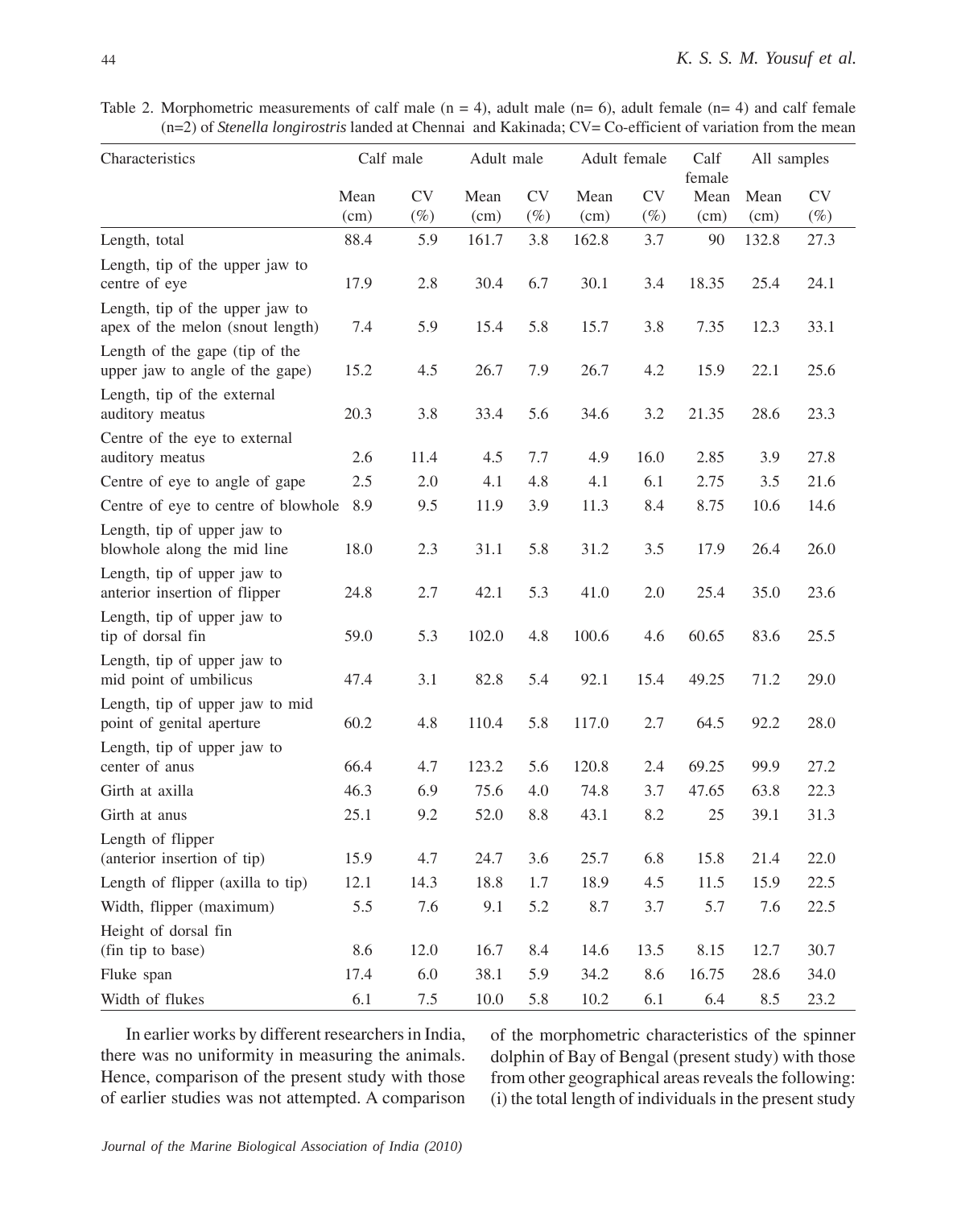Table 2. Morphometric measurements of calf male (n = 4), adult male (n= 6), adult female (n= 4) and calf female (n=2) of *Stenella longirostris* landed at Chennai and Kakinada; CV= Co-efficient of variation from the mean

| Characteristics | Calf male | | Adult male | | Adult female | | Calf female | All samples | |
|---|---|---|---|---|---|---|---|---|---|
| | Mean (cm) | CV (%) | Mean (cm) | CV (%) | Mean (cm) | CV (%) | Mean (cm) | Mean (cm) | CV (%) |
| Length, total | 88.4 | 5.9 | 161.7 | 3.8 | 162.8 | 3.7 | 90 | 132.8 | 27.3 |
| Length, tip of the upper jaw to centre of eye | 17.9 | 2.8 | 30.4 | 6.7 | 30.1 | 3.4 | 18.35 | 25.4 | 24.1 |
| Length, tip of the upper jaw to apex of the melon (snout length) | 7.4 | 5.9 | 15.4 | 5.8 | 15.7 | 3.8 | 7.35 | 12.3 | 33.1 |
| Length of the gape (tip of the upper jaw to angle of the gape) | 15.2 | 4.5 | 26.7 | 7.9 | 26.7 | 4.2 | 15.9 | 22.1 | 25.6 |
| Length, tip of the external auditory meatus | 20.3 | 3.8 | 33.4 | 5.6 | 34.6 | 3.2 | 21.35 | 28.6 | 23.3 |
| Centre of the eye to external auditory meatus | 2.6 | 11.4 | 4.5 | 7.7 | 4.9 | 16.0 | 2.85 | 3.9 | 27.8 |
| Centre of eye to angle of gape | 2.5 | 2.0 | 4.1 | 4.8 | 4.1 | 6.1 | 2.75 | 3.5 | 21.6 |
| Centre of eye to centre of blowhole | 8.9 | 9.5 | 11.9 | 3.9 | 11.3 | 8.4 | 8.75 | 10.6 | 14.6 |
| Length, tip of upper jaw to blowhole along the mid line | 18.0 | 2.3 | 31.1 | 5.8 | 31.2 | 3.5 | 17.9 | 26.4 | 26.0 |
| Length, tip of upper jaw to anterior insertion of flipper | 24.8 | 2.7 | 42.1 | 5.3 | 41.0 | 2.0 | 25.4 | 35.0 | 23.6 |
| Length, tip of upper jaw to tip of dorsal fin | 59.0 | 5.3 | 102.0 | 4.8 | 100.6 | 4.6 | 60.65 | 83.6 | 25.5 |
| Length, tip of upper jaw to mid point of umbilicus | 47.4 | 3.1 | 82.8 | 5.4 | 92.1 | 15.4 | 49.25 | 71.2 | 29.0 |
| Length, tip of upper jaw to mid point of genital aperture | 60.2 | 4.8 | 110.4 | 5.8 | 117.0 | 2.7 | 64.5 | 92.2 | 28.0 |
| Length, tip of upper jaw to center of anus | 66.4 | 4.7 | 123.2 | 5.6 | 120.8 | 2.4 | 69.25 | 99.9 | 27.2 |
| Girth at axilla | 46.3 | 6.9 | 75.6 | 4.0 | 74.8 | 3.7 | 47.65 | 63.8 | 22.3 |
| Girth at anus | 25.1 | 9.2 | 52.0 | 8.8 | 43.1 | 8.2 | 25 | 39.1 | 31.3 |
| Length of flipper (anterior insertion of tip) | 15.9 | 4.7 | 24.7 | 3.6 | 25.7 | 6.8 | 15.8 | 21.4 | 22.0 |
| Length of flipper (axilla to tip) | 12.1 | 14.3 | 18.8 | 1.7 | 18.9 | 4.5 | 11.5 | 15.9 | 22.5 |
| Width, flipper (maximum) | 5.5 | 7.6 | 9.1 | 5.2 | 8.7 | 3.7 | 5.7 | 7.6 | 22.5 |
| Height of dorsal fin (fin tip to base) | 8.6 | 12.0 | 16.7 | 8.4 | 14.6 | 13.5 | 8.15 | 12.7 | 30.7 |
| Fluke span | 17.4 | 6.0 | 38.1 | 5.9 | 34.2 | 8.6 | 16.75 | 28.6 | 34.0 |
| Width of flukes | 6.1 | 7.5 | 10.0 | 5.8 | 10.2 | 6.1 | 6.4 | 8.5 | 23.2 |

In earlier works by different researchers in India, there was no uniformity in measuring the animals. Hence, comparison of the present study with those of earlier studies was not attempted. A comparison of the morphometric characteristics of the spinner dolphin of Bay of Bengal (present study) with those from other geographical areas reveals the following: (i) the total length of individuals in the present study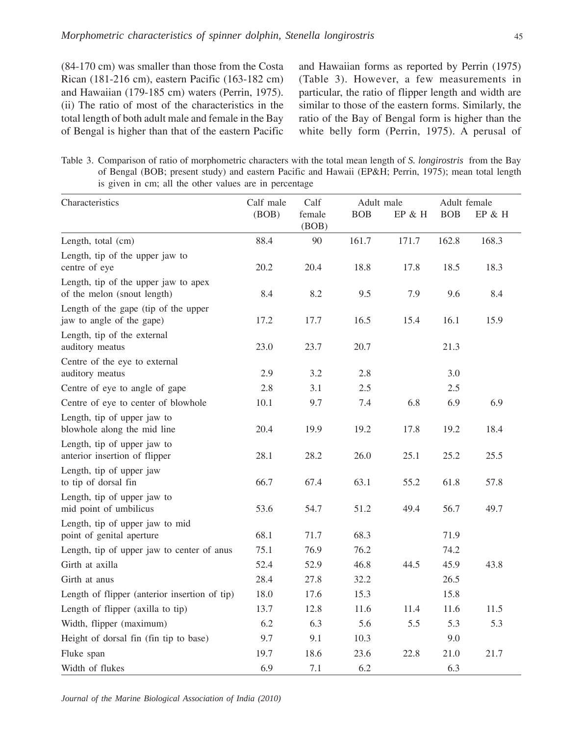(84-170 cm) was smaller than those from the Costa Rican (181-216 cm), eastern Pacific (163-182 cm) and Hawaiian (179-185 cm) waters (Perrin, 1975). (ii) The ratio of most of the characteristics in the total length of both adult male and female in the Bay of Bengal is higher than that of the eastern Pacific and Hawaiian forms as reported by Perrin (1975) (Table 3). However, a few measurements in particular, the ratio of flipper length and width are similar to those of the eastern forms. Similarly, the ratio of the Bay of Bengal form is higher than the white belly form (Perrin, 1975). A perusal of

Table 3. Comparison of ratio of morphometric characters with the total mean length of *S. longirostris* from the Bay of Bengal (BOB; present study) and eastern Pacific and Hawaii (EP&H; Perrin, 1975); mean total length is given in cm; all the other values are in percentage

| Characteristics | Calf male (BOB) | Calf female (BOB) | Adult male | | Adult female | |
|---|---|---|---|---|---|---|
| | | | BOB | EP & H | BOB | EP & H |
| Length, total (cm) | 88.4 | 90 | 161.7 | 171.7 | 162.8 | 168.3 |
| Length, tip of the upper jaw to centre of eye | 20.2 | 20.4 | 18.8 | 17.8 | 18.5 | 18.3 |
| Length, tip of the upper jaw to apex of the melon (snout length) | 8.4 | 8.2 | 9.5 | 7.9 | 9.6 | 8.4 |
| Length of the gape (tip of the upper jaw to angle of the gape) | 17.2 | 17.7 | 16.5 | 15.4 | 16.1 | 15.9 |
| Length, tip of the external auditory meatus | 23.0 | 23.7 | 20.7 | | 21.3 | |
| Centre of the eye to external auditory meatus | 2.9 | 3.2 | 2.8 | | 3.0 | |
| Centre of eye to angle of gape | 2.8 | 3.1 | 2.5 | | 2.5 | |
| Centre of eye to center of blowhole | 10.1 | 9.7 | 7.4 | 6.8 | 6.9 | 6.9 |
| Length, tip of upper jaw to blowhole along the mid line | 20.4 | 19.9 | 19.2 | 17.8 | 19.2 | 18.4 |
| Length, tip of upper jaw to anterior insertion of flipper | 28.1 | 28.2 | 26.0 | 25.1 | 25.2 | 25.5 |
| Length, tip of upper jaw to tip of dorsal fin | 66.7 | 67.4 | 63.1 | 55.2 | 61.8 | 57.8 |
| Length, tip of upper jaw to mid point of umbilicus | 53.6 | 54.7 | 51.2 | 49.4 | 56.7 | 49.7 |
| Length, tip of upper jaw to mid point of genital aperture | 68.1 | 71.7 | 68.3 | | 71.9 | |
| Length, tip of upper jaw to center of anus | 75.1 | 76.9 | 76.2 | | 74.2 | |
| Girth at axilla | 52.4 | 52.9 | 46.8 | 44.5 | 45.9 | 43.8 |
| Girth at anus | 28.4 | 27.8 | 32.2 | | 26.5 | |
| Length of flipper (anterior insertion of tip) | 18.0 | 17.6 | 15.3 | | 15.8 | |
| Length of flipper (axilla to tip) | 13.7 | 12.8 | 11.6 | 11.4 | 11.6 | 11.5 |
| Width, flipper (maximum) | 6.2 | 6.3 | 5.6 | 5.5 | 5.3 | 5.3 |
| Height of dorsal fin (fin tip to base) | 9.7 | 9.1 | 10.3 | | 9.0 | |
| Fluke span | 19.7 | 18.6 | 23.6 | 22.8 | 21.0 | 21.7 |
| Width of flukes | 6.9 | 7.1 | 6.2 | | 6.3 | |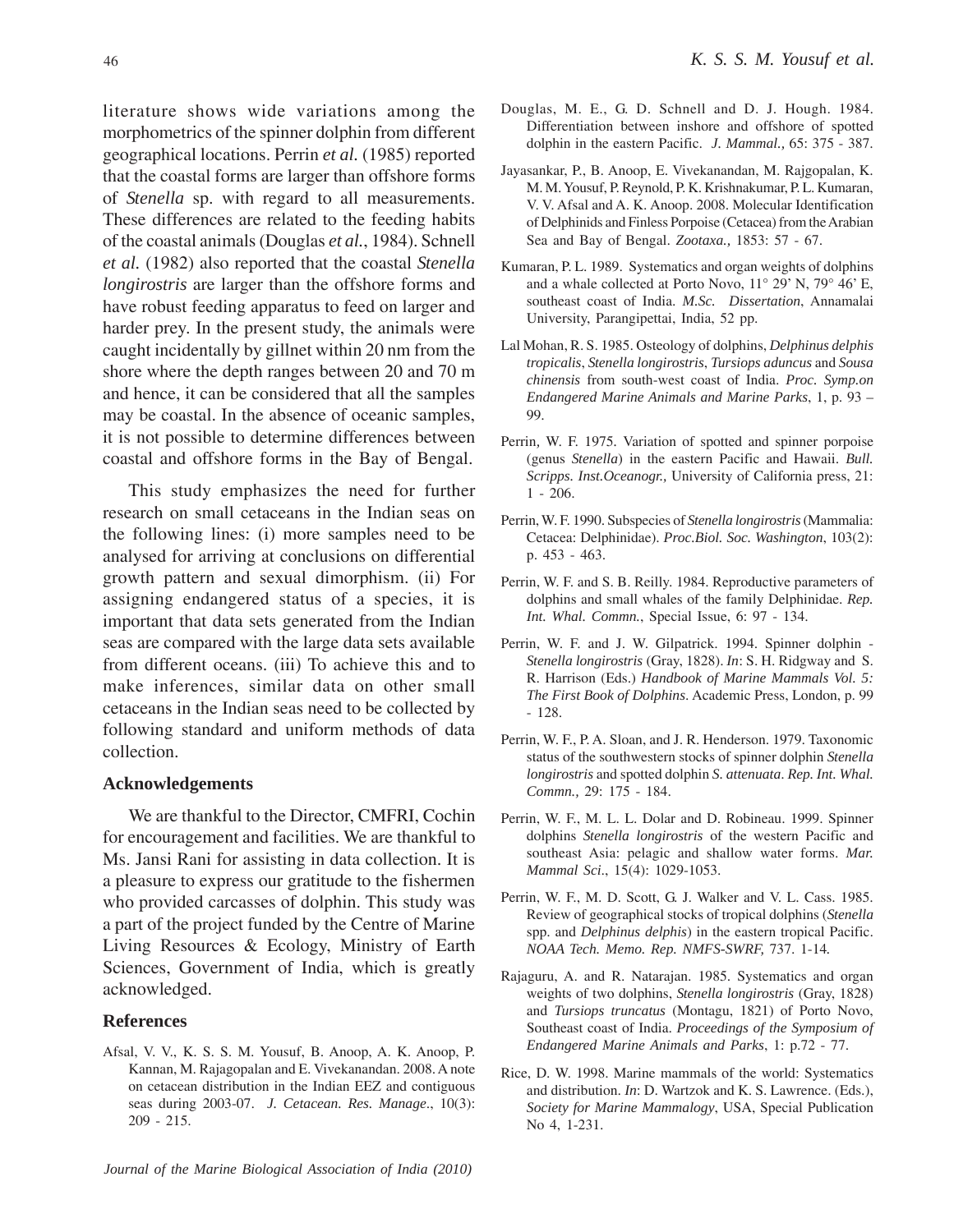literature shows wide variations among the morphometrics of the spinner dolphin from different geographical locations. Perrin *et al.* (1985) reported that the coastal forms are larger than offshore forms of *Stenella* sp. with regard to all measurements. These differences are related to the feeding habits of the coastal animals (Douglas *et al.*, 1984). Schnell *et al.* (1982) also reported that the coastal *Stenella longirostris* are larger than the offshore forms and have robust feeding apparatus to feed on larger and harder prey. In the present study, the animals were caught incidentally by gillnet within 20 nm from the shore where the depth ranges between 20 and 70 m and hence, it can be considered that all the samples may be coastal. In the absence of oceanic samples, it is not possible to determine differences between coastal and offshore forms in the Bay of Bengal.

This study emphasizes the need for further research on small cetaceans in the Indian seas on the following lines: (i) more samples need to be analysed for arriving at conclusions on differential growth pattern and sexual dimorphism. (ii) For assigning endangered status of a species, it is important that data sets generated from the Indian seas are compared with the large data sets available from different oceans. (iii) To achieve this and to make inferences, similar data on other small cetaceans in the Indian seas need to be collected by following standard and uniform methods of data collection.

## Acknowledgements

We are thankful to the Director, CMFRI, Cochin for encouragement and facilities. We are thankful to Ms. Jansi Rani for assisting in data collection. It is a pleasure to express our gratitude to the fishermen who provided carcasses of dolphin. This study was a part of the project funded by the Centre of Marine Living Resources & Ecology, Ministry of Earth Sciences, Government of India, which is greatly acknowledged.

## References

Afsal, V. V., K. S. S. M. Yousuf, B. Anoop, A. K. Anoop, P. Kannan, M. Rajagopalan and E. Vivekanandan. 2008. A note on cetacean distribution in the Indian EEZ and contiguous seas during 2003-07. *J. Cetacean. Res. Manage*., 10(3): 209 - 215.

Douglas, M. E., G. D. Schnell and D. J. Hough. 1984. Differentiation between inshore and offshore of spotted dolphin in the eastern Pacific. *J. Mammal.,* 65: 375 - 387.

Jayasankar, P., B. Anoop, E. Vivekanandan, M. Rajgopalan, K. M. M. Yousuf, P. Reynold, P. K. Krishnakumar, P. L. Kumaran, V. V. Afsal and A. K. Anoop. 2008. Molecular Identification of Delphinids and Finless Porpoise (Cetacea) from the Arabian Sea and Bay of Bengal. *Zootaxa.,* 1853: 57 - 67.

Kumaran, P. L. 1989. Systematics and organ weights of dolphins and a whale collected at Porto Novo, 11° 29' N, 79° 46' E, southeast coast of India. *M.Sc. Dissertation*, Annamalai University, Parangipettai, India, 52 pp.

Lal Mohan, R. S. 1985. Osteology of dolphins, *Delphinus delphis tropicalis*, *Stenella longirostris*, *Tursiops aduncus* and *Sousa chinensis* from south-west coast of India. *Proc. Symp.on Endangered Marine Animals and Marine Parks*, 1, p. 93 – 99.

Perrin, W. F. 1975. Variation of spotted and spinner porpoise (genus *Stenella*) in the eastern Pacific and Hawaii. *Bull. Scripps. Inst.Oceanogr.,* University of California press, 21: 1 - 206.

Perrin, W. F. 1990. Subspecies of *Stenella longirostris* (Mammalia: Cetacea: Delphinidae). *Proc.Biol. Soc. Washington*, 103(2): p. 453 - 463.

Perrin, W. F. and S. B. Reilly. 1984. Reproductive parameters of dolphins and small whales of the family Delphinidae. *Rep. Int. Whal. Commn.*, Special Issue, 6: 97 - 134.

Perrin, W. F. and J. W. Gilpatrick. 1994. Spinner dolphin - *Stenella longirostris* (Gray, 1828). *In*: S. H. Ridgway and S. R. Harrison (Eds.) *Handbook of Marine Mammals Vol. 5: The First Book of Dolphins*. Academic Press, London, p. 99 - 128.

Perrin, W. F., P. A. Sloan, and J. R. Henderson. 1979. Taxonomic status of the southwestern stocks of spinner dolphin *Stenella longirostris* and spotted dolphin *S. attenuata*. *Rep. Int. Whal. Commn.,* 29: 175 - 184.

Perrin, W. F., M. L. L. Dolar and D. Robineau. 1999. Spinner dolphins *Stenella longirostris* of the western Pacific and southeast Asia: pelagic and shallow water forms. *Mar. Mammal Sci*., 15(4): 1029-1053.

Perrin, W. F., M. D. Scott, G. J. Walker and V. L. Cass. 1985. Review of geographical stocks of tropical dolphins (*Stenella* spp. and *Delphinus delphis*) in the eastern tropical Pacific. *NOAA Tech. Memo. Rep. NMFS-SWRF,* 737. 1-14*.*

Rajaguru, A. and R. Natarajan. 1985. Systematics and organ weights of two dolphins, *Stenella longirostris* (Gray, 1828) and *Tursiops truncatus* (Montagu, 1821) of Porto Novo, Southeast coast of India. *Proceedings of the Symposium of Endangered Marine Animals and Parks*, 1: p.72 - 77.

Rice, D. W. 1998. Marine mammals of the world: Systematics and distribution. *In*: D. Wartzok and K. S. Lawrence. (Eds.), *Society for Marine Mammalogy*, USA, Special Publication No 4, 1-231.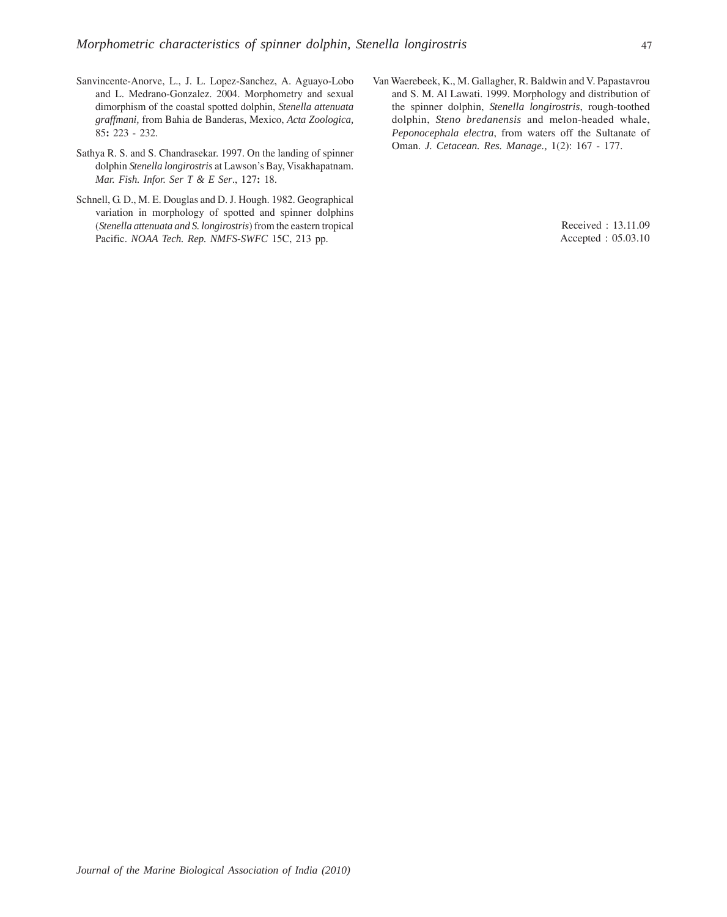Sanvincente-Anorve, L., J. L. Lopez-Sanchez, A. Aguayo-Lobo and L. Medrano-Gonzalez. 2004. Morphometry and sexual dimorphism of the coastal spotted dolphin, *Stenella attenuata graffmani,* from Bahia de Banderas, Mexico, *Acta Zoologica,* 85**:** 223 - 232.

Sathya R. S. and S. Chandrasekar. 1997. On the landing of spinner dolphin *Stenella longirostris* at Lawson's Bay, Visakhapatnam. *Mar. Fish. Infor. Ser T & E Ser*., 127**:** 18.

Schnell, G. D., M. E. Douglas and D. J. Hough. 1982. Geographical variation in morphology of spotted and spinner dolphins (*Stenella attenuata and S. longirostris*) from the eastern tropical Pacific. *NOAA Tech. Rep. NMFS-SWFC* 15C, 213 pp.

Van Waerebeek, K., M. Gallagher, R. Baldwin and V. Papastavrou and S. M. Al Lawati. 1999. Morphology and distribution of the spinner dolphin, *Stenella longirostris*, rough-toothed dolphin, *Steno bredanensis* and melon-headed whale, *Peponocephala electra*, from waters off the Sultanate of Oman. *J. Cetacean. Res. Manage.,* 1(2): 167 - 177.

Received : 13.11.09
Accepted : 05.03.10